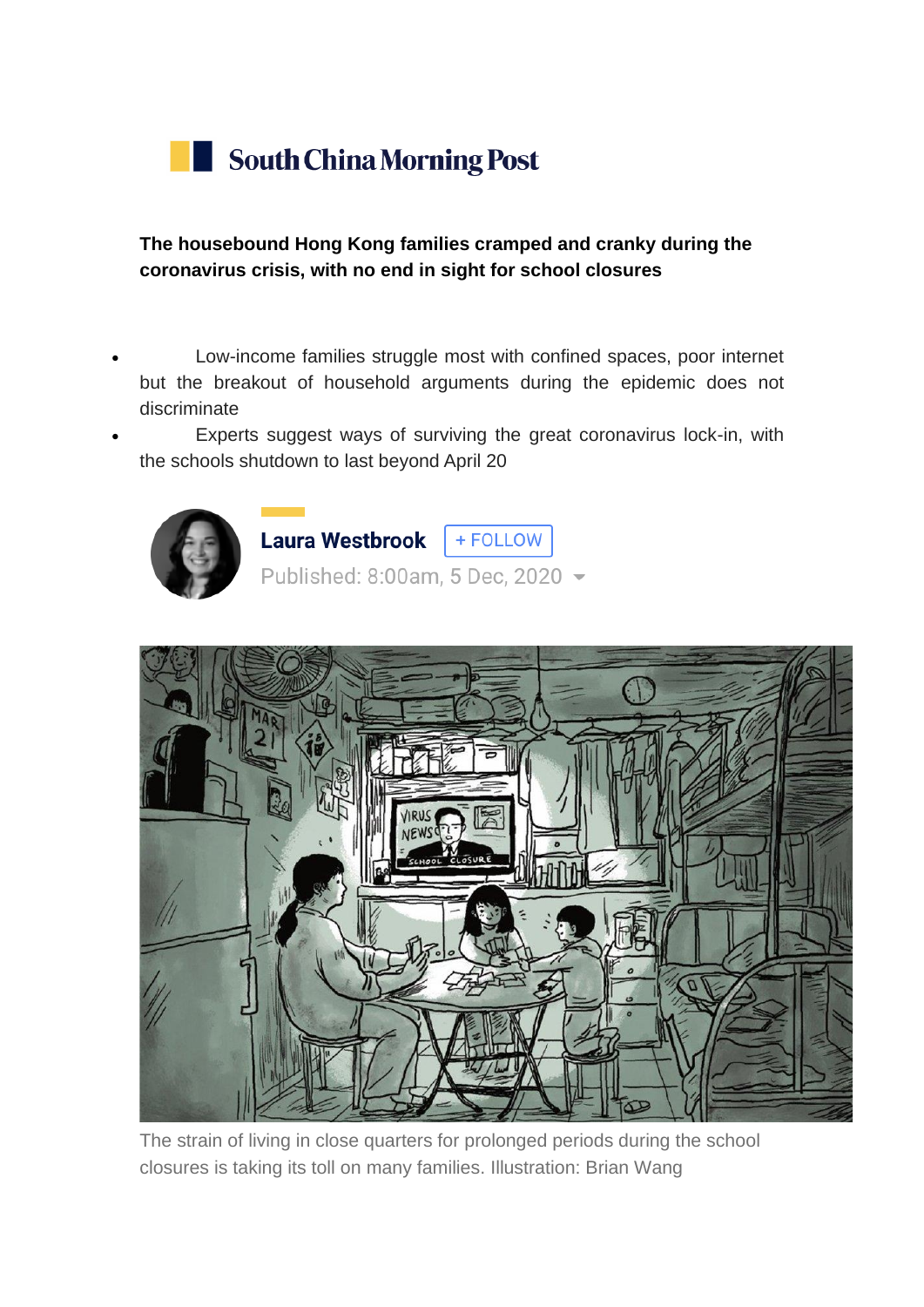South China Morning Post

**The housebound Hong Kong families cramped and cranky during the coronavirus crisis, with no end in sight for school closures**

- Low-income families struggle most with confined spaces, poor internet but the breakout of household arguments during the epidemic does not discriminate
- Experts suggest ways of surviving the great coronavirus lock-in, with the schools shutdown to last beyond April 20

Laura Westbrook + FOLLOW

Published: 8:00am, 5 Dec, 2020

The strain of living in close quarters for prolonged periods during the school closures is taking its toll on many families. Illustration: Brian Wang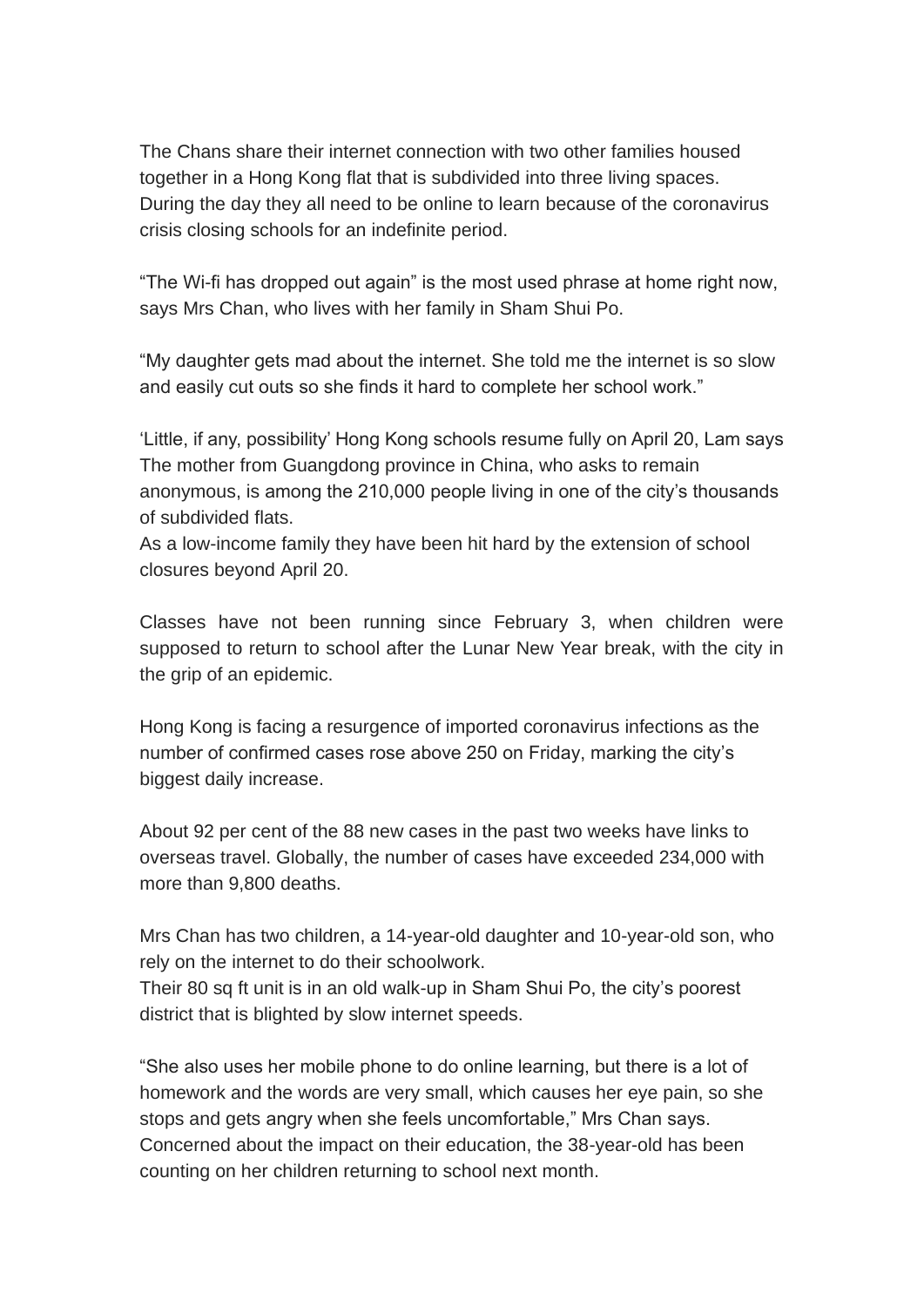The Chans share their internet connection with two other families housed together in a Hong Kong flat that is subdivided into three living spaces. During the day they all need to be online to learn because of the coronavirus crisis closing schools for an indefinite period.

“The Wi-fi has dropped out again” is the most used phrase at home right now, says Mrs Chan, who lives with her family in Sham Shui Po.

“My daughter gets mad about the internet. She told me the internet is so slow and easily cut outs so she finds it hard to complete her school work.”

‘Little, if any, possibility’ Hong Kong schools resume fully on April 20, Lam says
The mother from Guangdong province in China, who asks to remain anonymous, is among the 210,000 people living in one of the city’s thousands of subdivided flats.
As a low-income family they have been hit hard by the extension of school closures beyond April 20.

Classes have not been running since February 3, when children were supposed to return to school after the Lunar New Year break, with the city in the grip of an epidemic.

Hong Kong is facing a resurgence of imported coronavirus infections as the number of confirmed cases rose above 250 on Friday, marking the city’s biggest daily increase.

About 92 per cent of the 88 new cases in the past two weeks have links to overseas travel. Globally, the number of cases have exceeded 234,000 with more than 9,800 deaths.

Mrs Chan has two children, a 14-year-old daughter and 10-year-old son, who rely on the internet to do their schoolwork.
Their 80 sq ft unit is in an old walk-up in Sham Shui Po, the city’s poorest district that is blighted by slow internet speeds.

“She also uses her mobile phone to do online learning, but there is a lot of homework and the words are very small, which causes her eye pain, so she stops and gets angry when she feels uncomfortable,” Mrs Chan says.
Concerned about the impact on their education, the 38-year-old has been counting on her children returning to school next month.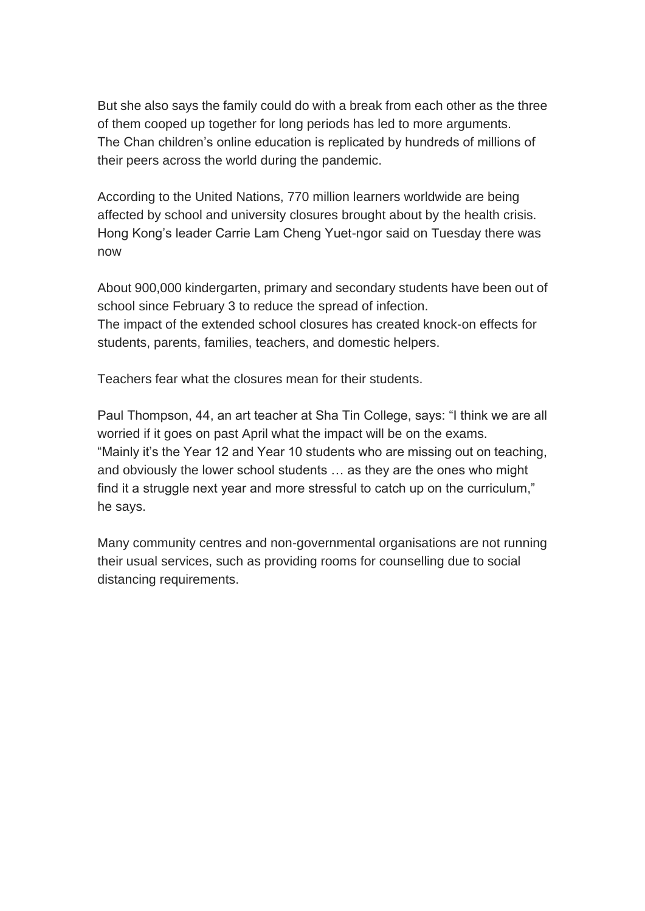But she also says the family could do with a break from each other as the three of them cooped up together for long periods has led to more arguments.
The Chan children's online education is replicated by hundreds of millions of their peers across the world during the pandemic.

According to the United Nations, 770 million learners worldwide are being affected by school and university closures brought about by the health crisis.
Hong Kong's leader Carrie Lam Cheng Yuet-ngor said on Tuesday there was now

About 900,000 kindergarten, primary and secondary students have been out of school since February 3 to reduce the spread of infection.
The impact of the extended school closures has created knock-on effects for students, parents, families, teachers, and domestic helpers.

Teachers fear what the closures mean for their students.

Paul Thompson, 44, an art teacher at Sha Tin College, says: "I think we are all worried if it goes on past April what the impact will be on the exams.
"Mainly it's the Year 12 and Year 10 students who are missing out on teaching, and obviously the lower school students … as they are the ones who might find it a struggle next year and more stressful to catch up on the curriculum," he says.

Many community centres and non-governmental organisations are not running their usual services, such as providing rooms for counselling due to social distancing requirements.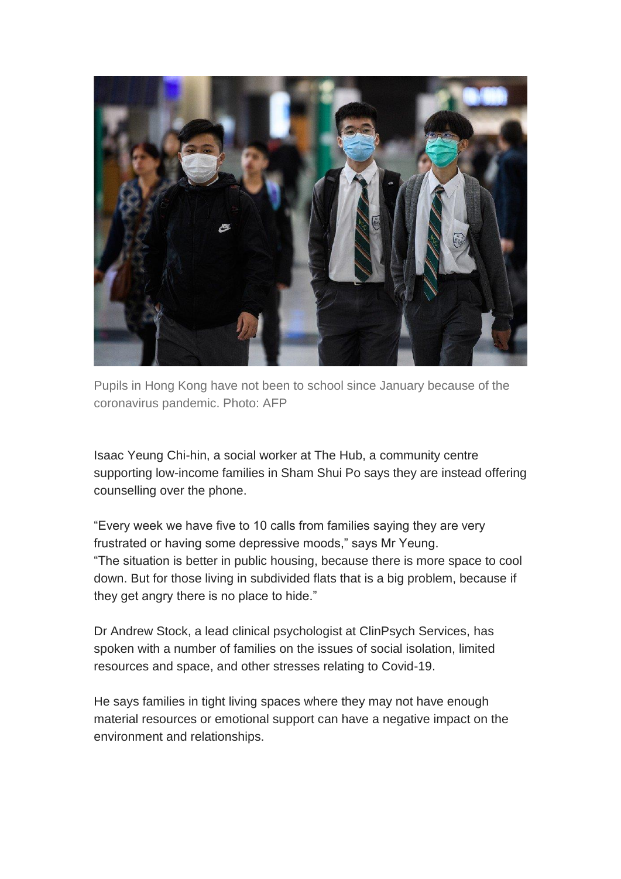Pupils in Hong Kong have not been to school since January because of the coronavirus pandemic. Photo: AFP

Isaac Yeung Chi-hin, a social worker at The Hub, a community centre supporting low-income families in Sham Shui Po says they are instead offering counselling over the phone.

"Every week we have five to 10 calls from families saying they are very frustrated or having some depressive moods," says Mr Yeung.
"The situation is better in public housing, because there is more space to cool down. But for those living in subdivided flats that is a big problem, because if they get angry there is no place to hide."

Dr Andrew Stock, a lead clinical psychologist at ClinPsych Services, has spoken with a number of families on the issues of social isolation, limited resources and space, and other stresses relating to Covid-19.

He says families in tight living spaces where they may not have enough material resources or emotional support can have a negative impact on the environment and relationships.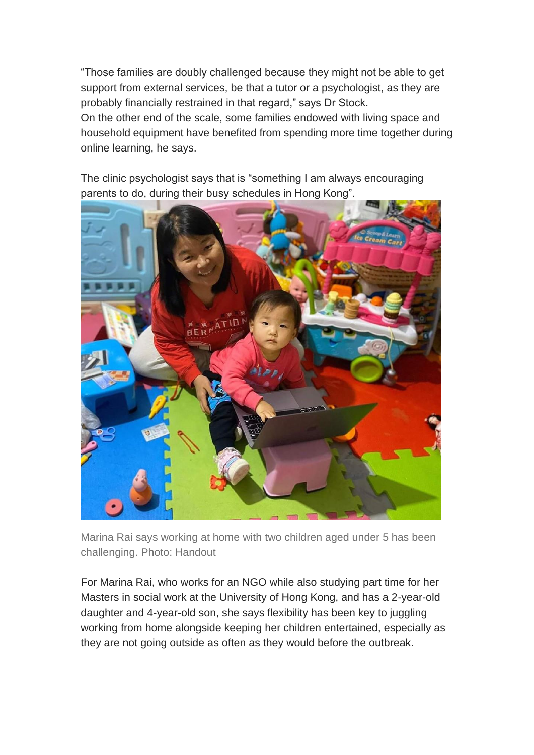"Those families are doubly challenged because they might not be able to get support from external services, be that a tutor or a psychologist, as they are probably financially restrained in that regard," says Dr Stock.
On the other end of the scale, some families endowed with living space and household equipment have benefited from spending more time together during online learning, he says.

The clinic psychologist says that is "something I am always encouraging parents to do, during their busy schedules in Hong Kong".

Marina Rai says working at home with two children aged under 5 has been challenging. Photo: Handout

For Marina Rai, who works for an NGO while also studying part time for her Masters in social work at the University of Hong Kong, and has a 2-year-old daughter and 4-year-old son, she says flexibility has been key to juggling working from home alongside keeping her children entertained, especially as they are not going outside as often as they would before the outbreak.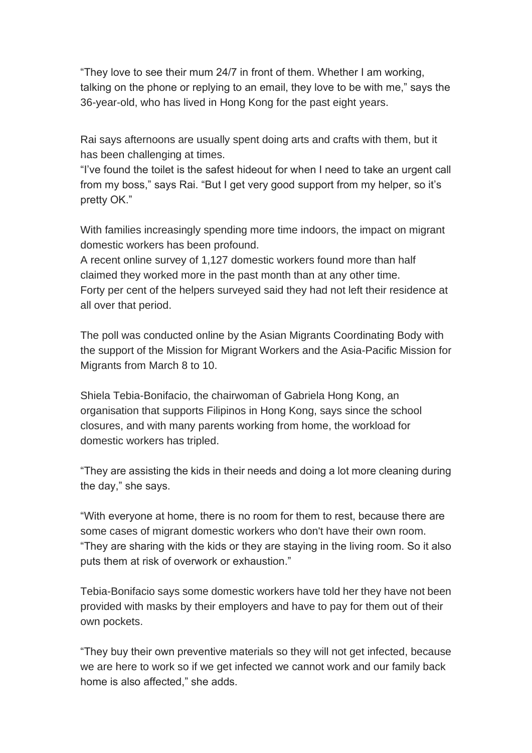"They love to see their mum 24/7 in front of them. Whether I am working, talking on the phone or replying to an email, they love to be with me," says the 36-year-old, who has lived in Hong Kong for the past eight years.

Rai says afternoons are usually spent doing arts and crafts with them, but it has been challenging at times.
"I've found the toilet is the safest hideout for when I need to take an urgent call from my boss," says Rai. "But I get very good support from my helper, so it's pretty OK."

With families increasingly spending more time indoors, the impact on migrant domestic workers has been profound.
A recent online survey of 1,127 domestic workers found more than half claimed they worked more in the past month than at any other time.
Forty per cent of the helpers surveyed said they had not left their residence at all over that period.

The poll was conducted online by the Asian Migrants Coordinating Body with the support of the Mission for Migrant Workers and the Asia-Pacific Mission for Migrants from March 8 to 10.

Shiela Tebia-Bonifacio, the chairwoman of Gabriela Hong Kong, an organisation that supports Filipinos in Hong Kong, says since the school closures, and with many parents working from home, the workload for domestic workers has tripled.

"They are assisting the kids in their needs and doing a lot more cleaning during the day," she says.

"With everyone at home, there is no room for them to rest, because there are some cases of migrant domestic workers who don't have their own room.
"They are sharing with the kids or they are staying in the living room. So it also puts them at risk of overwork or exhaustion."

Tebia-Bonifacio says some domestic workers have told her they have not been provided with masks by their employers and have to pay for them out of their own pockets.

"They buy their own preventive materials so they will not get infected, because we are here to work so if we get infected we cannot work and our family back home is also affected," she adds.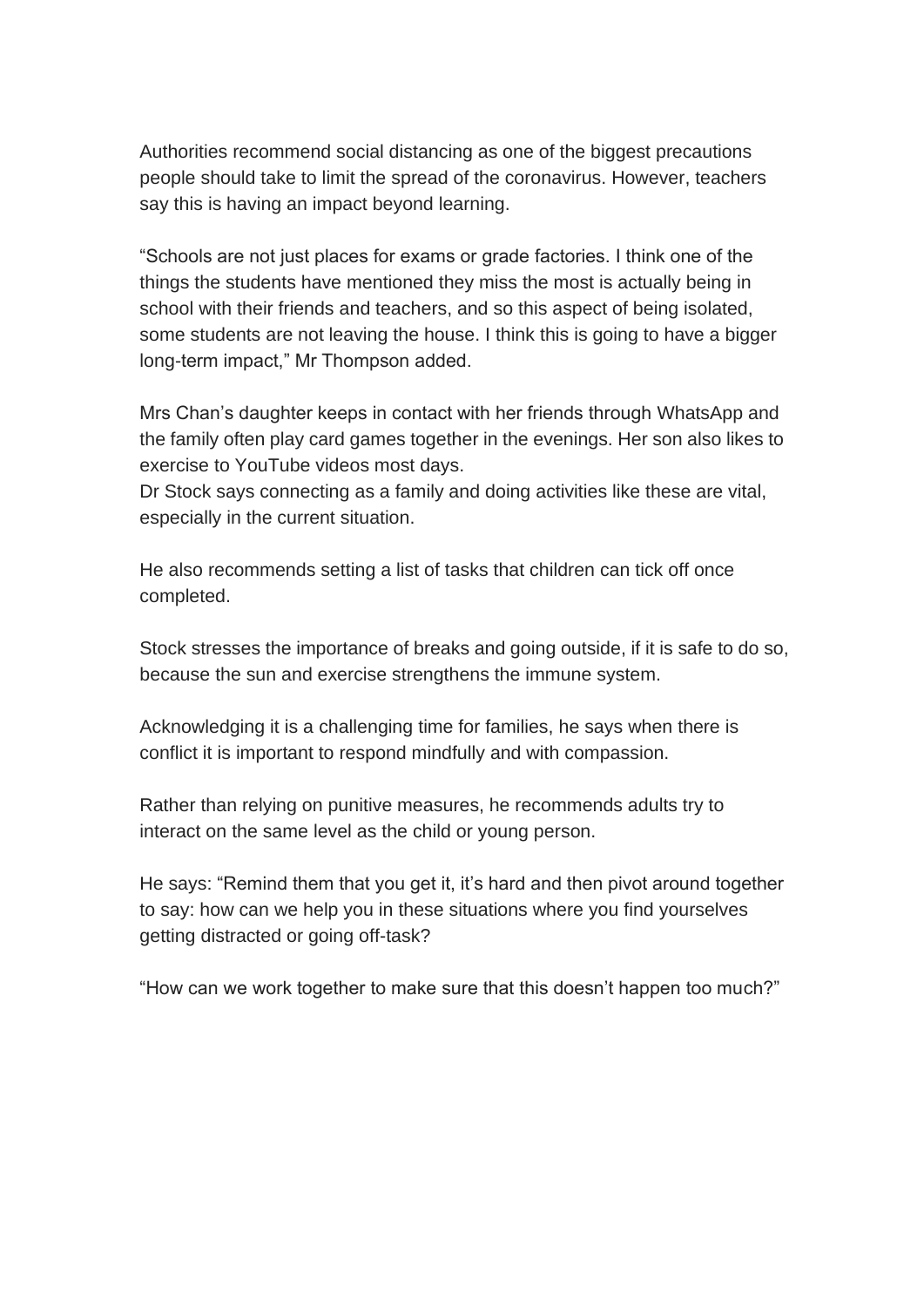Authorities recommend social distancing as one of the biggest precautions people should take to limit the spread of the coronavirus. However, teachers say this is having an impact beyond learning.

“Schools are not just places for exams or grade factories. I think one of the things the students have mentioned they miss the most is actually being in school with their friends and teachers, and so this aspect of being isolated, some students are not leaving the house. I think this is going to have a bigger long-term impact,” Mr Thompson added.

Mrs Chan’s daughter keeps in contact with her friends through WhatsApp and the family often play card games together in the evenings. Her son also likes to exercise to YouTube videos most days.
Dr Stock says connecting as a family and doing activities like these are vital, especially in the current situation.

He also recommends setting a list of tasks that children can tick off once completed.

Stock stresses the importance of breaks and going outside, if it is safe to do so, because the sun and exercise strengthens the immune system.

Acknowledging it is a challenging time for families, he says when there is conflict it is important to respond mindfully and with compassion.

Rather than relying on punitive measures, he recommends adults try to interact on the same level as the child or young person.

He says: “Remind them that you get it, it’s hard and then pivot around together to say: how can we help you in these situations where you find yourselves getting distracted or going off-task?

“How can we work together to make sure that this doesn’t happen too much?”